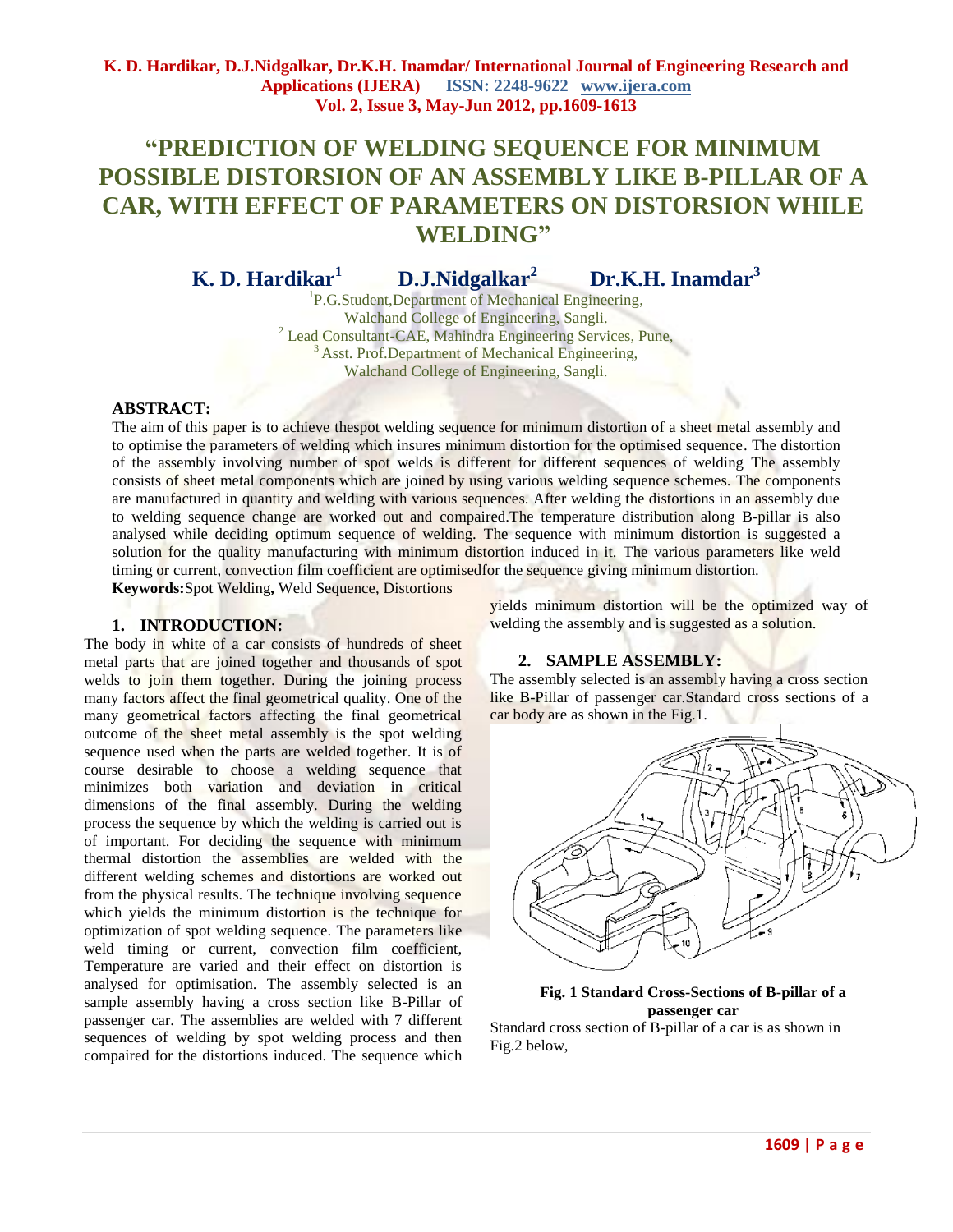# "PREDICTION OF WELDING SEQUENCE FOR MINIMUM POSSIBLE DISTORSION OF AN ASSEMBLY LIKE B-PILLAR OF A CAR, WITH EFFECT OF PARAMETERS ON DISTORSION WHILE WELDING"

**K. D. Hardikar[1] D.J.Nidgalkar[2] Dr.K.H. Inamdar[3]**

[1]P.G.Student,Department of Mechanical Engineering, Walchand College of Engineering, Sangli.
[2] Lead Consultant-CAE, Mahindra Engineering Services, Pune,
[3] Asst. Prof.Department of Mechanical Engineering, Walchand College of Engineering, Sangli.

## ABSTRACT:

The aim of this paper is to achieve thespot welding sequence for minimum distortion of a sheet metal assembly and to optimise the parameters of welding which insures minimum distortion for the optimised sequence. The distortion of the assembly involving number of spot welds is different for different sequences of welding The assembly consists of sheet metal components which are joined by using various welding sequence schemes. The components are manufactured in quantity and welding with various sequences. After welding the distortions in an assembly due to welding sequence change are worked out and compaired.The temperature distribution along B-pillar is also analysed while deciding optimum sequence of welding. The sequence with minimum distortion is suggested a solution for the quality manufacturing with minimum distortion induced in it. The various parameters like weld timing or current, convection film coefficient are optimisedfor the sequence giving minimum distortion.

**Keywords:**Spot Welding**,** Weld Sequence, Distortions

## 1. INTRODUCTION:

The body in white of a car consists of hundreds of sheet metal parts that are joined together and thousands of spot welds to join them together. During the joining process many factors affect the final geometrical quality. One of the many geometrical factors affecting the final geometrical outcome of the sheet metal assembly is the spot welding sequence used when the parts are welded together. It is of course desirable to choose a welding sequence that minimizes both variation and deviation in critical dimensions of the final assembly. During the welding process the sequence by which the welding is carried out is of important. For deciding the sequence with minimum thermal distortion the assemblies are welded with the different welding schemes and distortions are worked out from the physical results. The technique involving sequence which yields the minimum distortion is the technique for optimization of spot welding sequence. The parameters like weld timing or current, convection film coefficient, Temperature are varied and their effect on distortion is analysed for optimisation. The assembly selected is an sample assembly having a cross section like B-Pillar of passenger car. The assemblies are welded with 7 different sequences of welding by spot welding process and then compaired for the distortions induced. The sequence which yields minimum distortion will be the optimized way of welding the assembly and is suggested as a solution.

## 2. SAMPLE ASSEMBLY:

The assembly selected is an assembly having a cross section like B-Pillar of passenger car.Standard cross sections of a car body are as shown in the Fig.1.

**Fig. 1 Standard Cross-Sections of B-pillar of a passenger car**

Standard cross section of B-pillar of a car is as shown in Fig.2 below,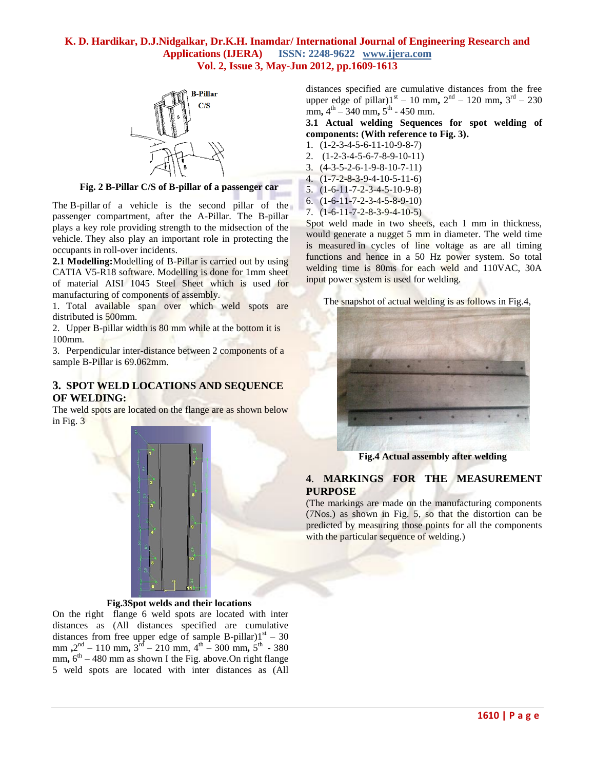Fig. 2 B-Pillar C/S of B-pillar of a passenger car

The B-pillar of a vehicle is the second pillar of the passenger compartment, after the A-Pillar. The B-pillar plays a key role providing strength to the midsection of the vehicle. They also play an important role in protecting the occupants in roll-over incidents.

**2.1 Modelling:** Modelling of B-Pillar is carried out by using CATIA V5-R18 software. Modelling is done for 1mm sheet of material AISI 1045 Steel Sheet which is used for manufacturing of components of assembly.

1. Total available span over which weld spots are distributed is 500mm.
2. Upper B-pillar width is 80 mm while at the bottom it is 100mm.
3. Perpendicular inter-distance between 2 components of a sample B-Pillar is 69.062mm.

## 3. SPOT WELD LOCATIONS AND SEQUENCE OF WELDING:

The weld spots are located on the flange are as shown below in Fig. 3

Fig.3 Spot welds and their locations

On the right flange 6 weld spots are located with inter distances as (All distances specified are cumulative distances from free upper edge of sample B-pillar) 1st – 30 mm, 2nd – 110 mm, 3rd – 210 mm, 4th – 300 mm, 5th - 380 mm, 6th – 480 mm as shown I the Fig. above. On right flange 5 weld spots are located with inter distances as (All distances specified are cumulative distances from the free upper edge of pillar) 1st – 10 mm, 2nd – 120 mm, 3rd – 230 mm, 4th – 340 mm, 5th - 450 mm.

**3.1 Actual welding Sequences for spot welding of components: (With reference to Fig. 3).**

1. (1-2-3-4-5-6-11-10-9-8-7)
2. (1-2-3-4-5-6-7-8-9-10-11)
3. (4-3-5-2-6-1-9-8-10-7-11)
4. (1-7-2-8-3-9-4-10-5-11-6)
5. (1-6-11-7-2-3-4-5-10-9-8)
6. (1-6-11-7-2-3-4-5-8-9-10)
7. (1-6-11-7-2-8-3-9-4-10-5)

Spot weld made in two sheets, each 1 mm in thickness, would generate a nugget 5 mm in diameter. The weld time is measured in cycles of line voltage as are all timing functions and hence in a 50 Hz power system. So total welding time is 80ms for each weld and 110VAC, 30A input power system is used for welding.

The snapshot of actual welding is as follows in Fig.4,

Fig.4 Actual assembly after welding

## 4. MARKINGS FOR THE MEASUREMENT PURPOSE

(The markings are made on the manufacturing components (7Nos.) as shown in Fig. 5, so that the distortion can be predicted by measuring those points for all the components with the particular sequence of welding.)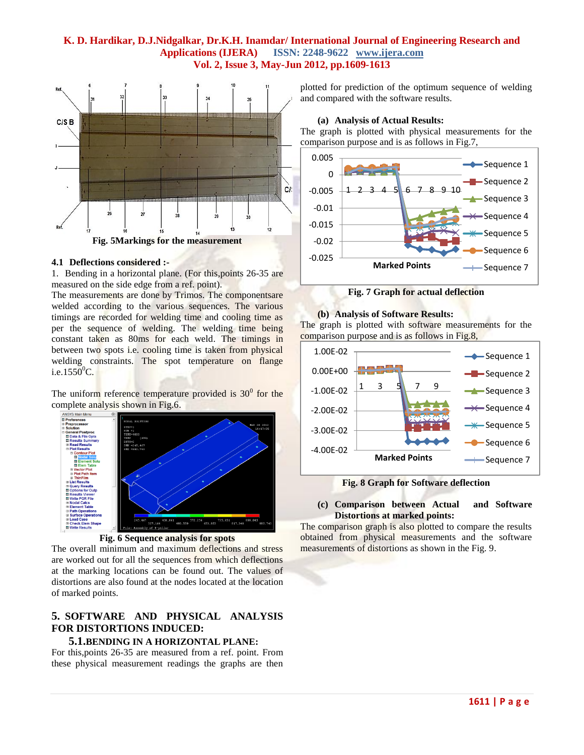Fig. 5Markings for the measurement

### 4.1 Deflections considered :-

1. Bending in a horizontal plane. (For this,points 26-35 are measured on the side edge from a ref. point).

The measurements are done by Trimos. The componentsare welded according to the various sequences. The various timings are recorded for welding time and cooling time as per the sequence of welding. The welding time being constant taken as 80ms for each weld. The timings in between two spots i.e. cooling time is taken from physical welding constraints. The spot temperature on flange i.e.1550$^0$C.

The uniform reference temperature provided is 30$^0$ for the complete analysis shown in Fig.6.

Fig. 6 Sequence analysis for spots

The overall minimum and maximum deflections and stress are worked out for all the sequences from which deflections at the marking locations can be found out. The values of distortions are also found at the nodes located at the location of marked points.

## 5. SOFTWARE AND PHYSICAL ANALYSIS FOR DISTORTIONS INDUCED:

### 5.1.BENDING IN A HORIZONTAL PLANE:

For this,points 26-35 are measured from a ref. point. From these physical measurement readings the graphs are then plotted for prediction of the optimum sequence of welding and compared with the software results.

**(a) Analysis of Actual Results:**

The graph is plotted with physical measurements for the comparison purpose and is as follows in Fig.7,

Fig. 7 Graph for actual deflection

**(b) Analysis of Software Results:**

The graph is plotted with software measurements for the comparison purpose and is as follows in Fig.8,

Fig. 8 Graph for Software deflection

**(c) Comparison between Actual and Software Distortions at marked points:**

The comparison graph is also plotted to compare the results obtained from physical measurements and the software measurements of distortions as shown in the Fig. 9.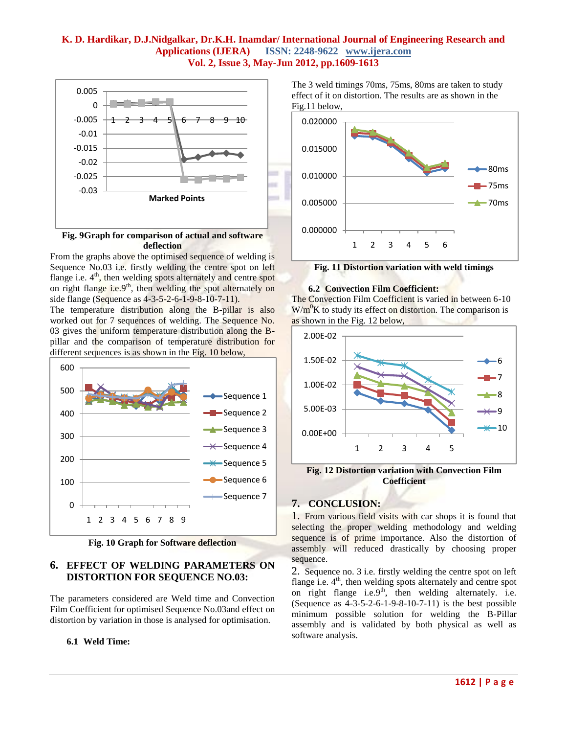Fig. 9Graph for comparison of actual and software deflection

From the graphs above the optimised sequence of welding is Sequence No.03 i.e. firstly welding the centre spot on left flange i.e. 4[th], then welding spots alternately and centre spot on right flange i.e.9[th], then welding the spot alternately on side flange (Sequence as 4-3-5-2-6-1-9-8-10-7-11).

The temperature distribution along the B-pillar is also worked out for 7 sequences of welding. The Sequence No. 03 gives the uniform temperature distribution along the B-pillar and the comparison of temperature distribution for different sequences is as shown in the Fig. 10 below,

Fig. 10 Graph for Software deflection

## 6. EFFECT OF WELDING PARAMETERS ON DISTORTION FOR SEQUENCE NO.03:

The parameters considered are Weld time and Convection Film Coefficient for optimised Sequence No.03and effect on distortion by variation in those is analysed for optimisation.

### 6.1 Weld Time:

The 3 weld timings 70ms, 75ms, 80ms are taken to study effect of it on distortion. The results are as shown in the Fig.11 below,

Fig. 11 Distortion variation with weld timings

### 6.2 Convection Film Coefficient:

The Convection Film Coefficient is varied in between 6-10 $W/m^0K$ to study its effect on distortion. The comparison is as shown in the Fig. 12 below,

Fig. 12 Distortion variation with Convection Film Coefficient

## 7. CONCLUSION:

1. From various field visits with car shops it is found that selecting the proper welding methodology and welding sequence is of prime importance. Also the distortion of assembly will reduced drastically by choosing proper sequence.

2. Sequence no. 3 i.e. firstly welding the centre spot on left flange i.e. 4[th], then welding spots alternately and centre spot on right flange i.e.9[th], then welding alternately. i.e. (Sequence as 4-3-5-2-6-1-9-8-10-7-11) is the best possible minimum possible solution for welding the B-Pillar assembly and is validated by both physical as well as software analysis.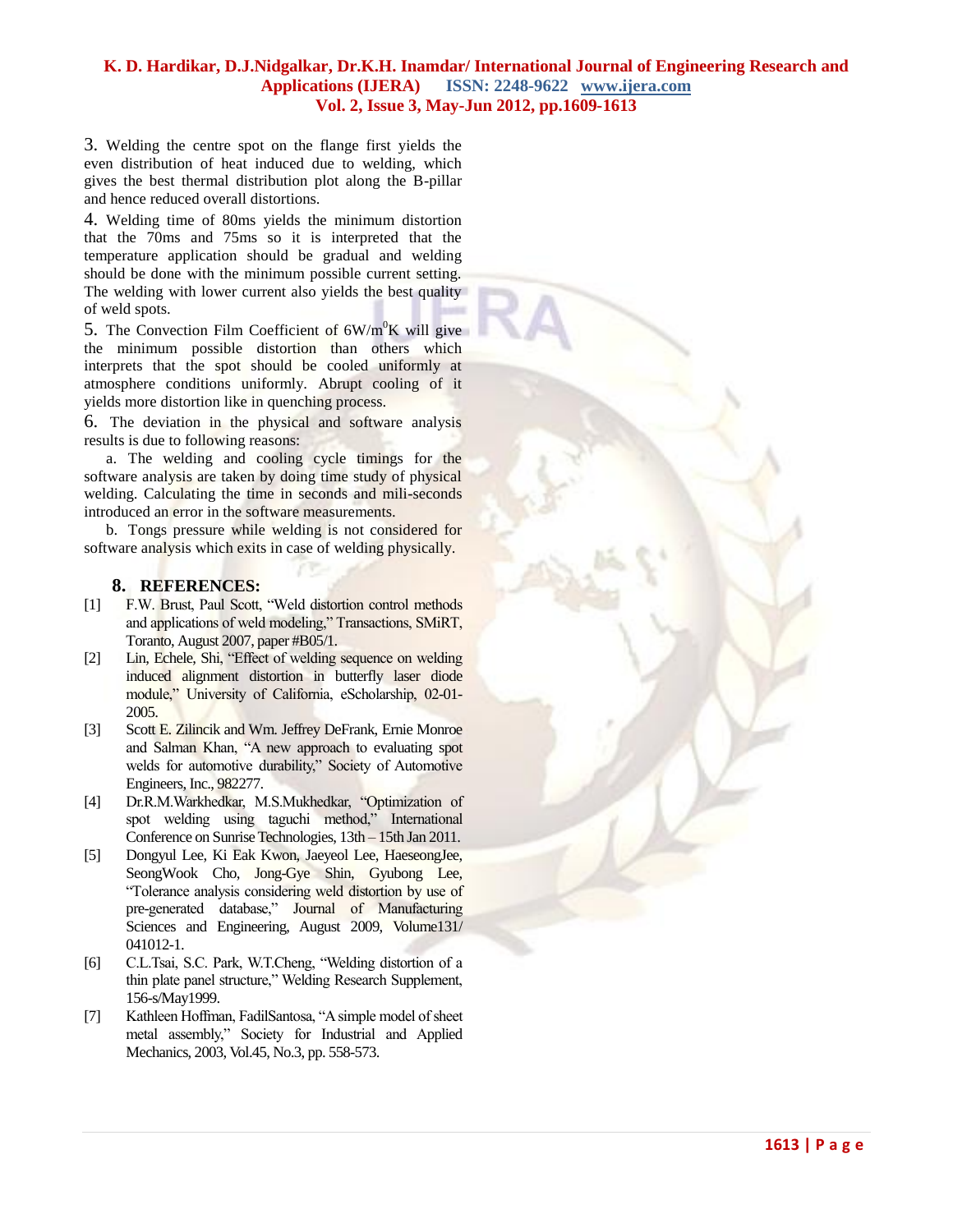3. Welding the centre spot on the flange first yields the even distribution of heat induced due to welding, which gives the best thermal distribution plot along the B-pillar and hence reduced overall distortions.

4. Welding time of 80ms yields the minimum distortion that the 70ms and 75ms so it is interpreted that the temperature application should be gradual and welding should be done with the minimum possible current setting. The welding with lower current also yields the best quality of weld spots.

5. The Convection Film Coefficient of $6W/m^0K$ will give the minimum possible distortion than others which interprets that the spot should be cooled uniformly at atmosphere conditions uniformly. Abrupt cooling of it yields more distortion like in quenching process.

6. The deviation in the physical and software analysis results is due to following reasons:

a. The welding and cooling cycle timings for the software analysis are taken by doing time study of physical welding. Calculating the time in seconds and mili-seconds introduced an error in the software measurements.

b. Tongs pressure while welding is not considered for software analysis which exits in case of welding physically.

## 8. REFERENCES:

[1] F.W. Brust, Paul Scott, "Weld distortion control methods and applications of weld modeling," Transactions, SMiRT, Toranto, August 2007, paper #B05/1.

[2] Lin, Echele, Shi, "Effect of welding sequence on welding induced alignment distortion in butterfly laser diode module," University of California, eScholarship, 02-01-2005.

[3] Scott E. Zilincik and Wm. Jeffrey DeFrank, Ernie Monroe and Salman Khan, "A new approach to evaluating spot welds for automotive durability," Society of Automotive Engineers, Inc., 982277.

[4] Dr.R.M.Warkhedkar, M.S.Mukhedkar, "Optimization of spot welding using taguchi method," International Conference on Sunrise Technologies, 13th – 15th Jan 2011.

[5] Dongyul Lee, Ki Eak Kwon, Jaeyeol Lee, HaeseongJee, SeongWook Cho, Jong-Gye Shin, Gyubong Lee, "Tolerance analysis considering weld distortion by use of pre-generated database," Journal of Manufacturing Sciences and Engineering, August 2009, Volume131/ 041012-1.

[6] C.L.Tsai, S.C. Park, W.T.Cheng, "Welding distortion of a thin plate panel structure," Welding Research Supplement, 156-s/May1999.

[7] Kathleen Hoffman, FadilSantosa, "A simple model of sheet metal assembly," Society for Industrial and Applied Mechanics, 2003, Vol.45, No.3, pp. 558-573.